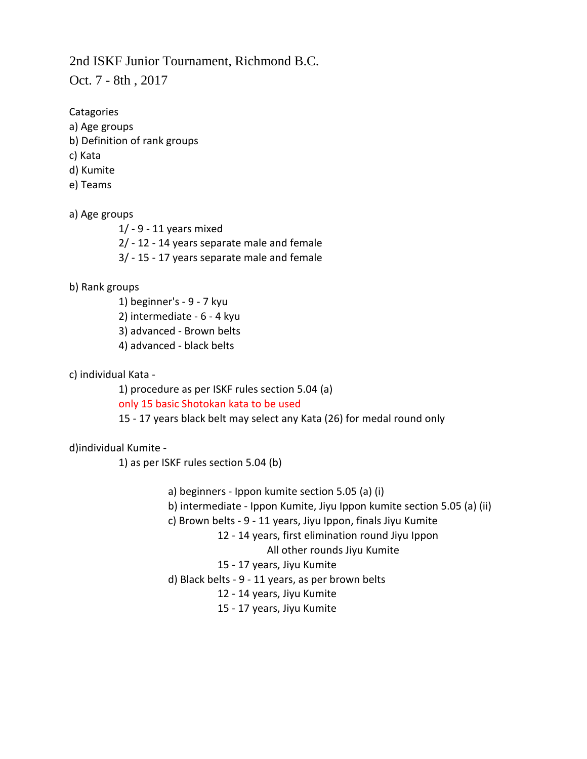# 2nd ISKF Junior Tournament, Richmond B.C.

## Oct. 7 - 8th , 2017

Catagories

a) Age groups

b) Definition of rank groups

c) Kata

d) Kumite

e) Teams

a) Age groups

- 1/ - 9 - 11 years mixed
- 2/ - 12 - 14 years separate male and female
- 3/ - 15 - 17 years separate male and female

b) Rank groups

- 1) beginner's - 9 - 7 kyu
- 2) intermediate - 6 - 4 kyu
- 3) advanced - Brown belts
- 4) advanced - black belts

c) individual Kata -

- 1) procedure as per ISKF rules section 5.04 (a)
  - only 15 basic Shotokan kata to be used
  - 15 - 17 years black belt may select any Kata (26) for medal round only

d)individual Kumite -

- 1) as per ISKF rules section 5.04 (b)
  - a) beginners - Ippon kumite section 5.05 (a) (i)
  - b) intermediate - Ippon Kumite, Jiyu Ippon kumite section 5.05 (a) (ii)
  - c) Brown belts - 9 - 11 years, Jiyu Ippon, finals Jiyu Kumite
    - 12 - 14 years, first elimination round Jiyu Ippon
      - All other rounds Jiyu Kumite
    - 15 - 17 years, Jiyu Kumite
  - d) Black belts - 9 - 11 years, as per brown belts
    - 12 - 14 years, Jiyu Kumite
    - 15 - 17 years, Jiyu Kumite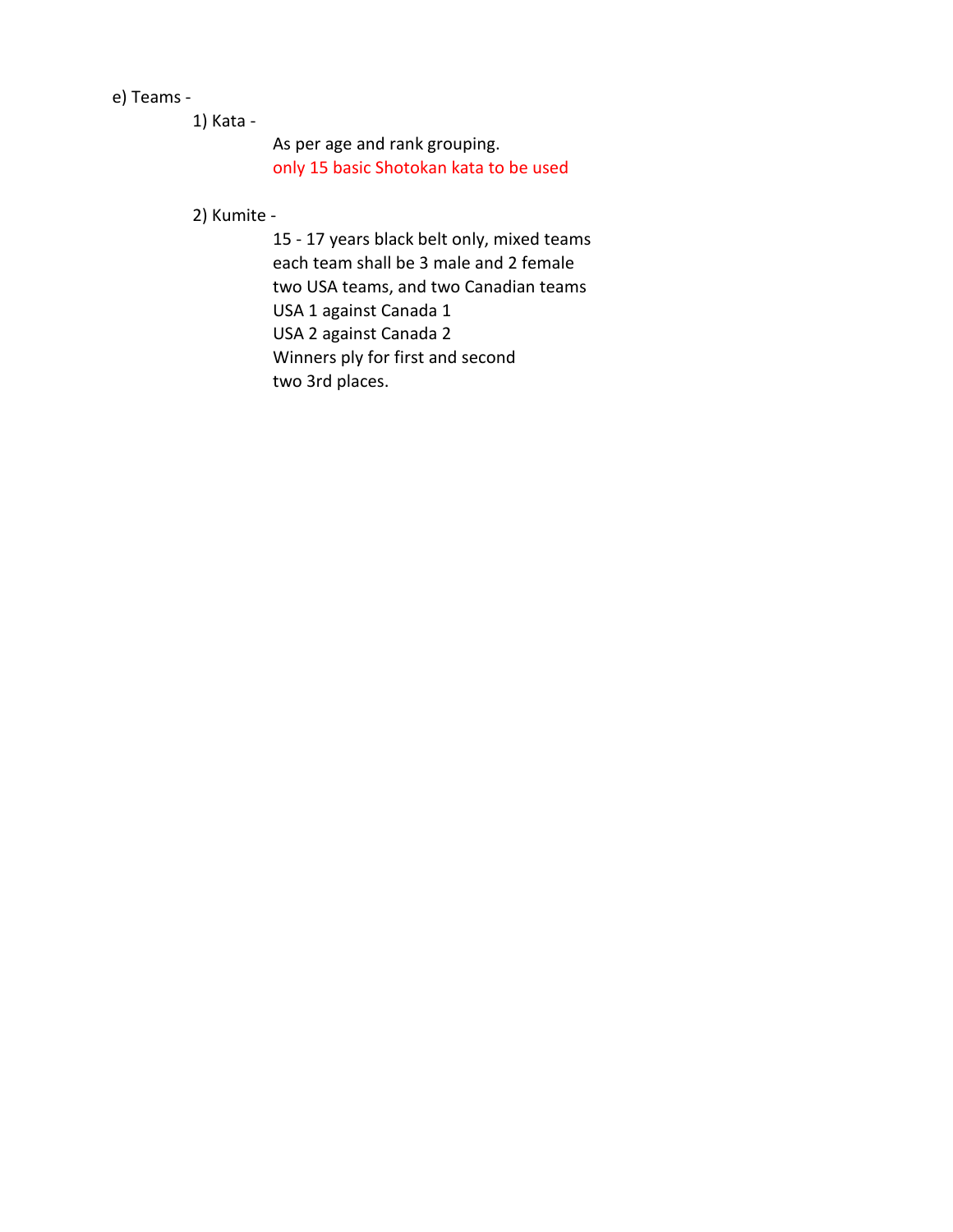e) Teams -

1) Kata -

As per age and rank grouping.
only 15 basic Shotokan kata to be used

2) Kumite -

15 - 17 years black belt only, mixed teams
each team shall be 3 male and 2 female
two USA teams, and two Canadian teams
USA 1 against Canada 1
USA 2 against Canada 2
Winners ply for first and second
two 3rd places.